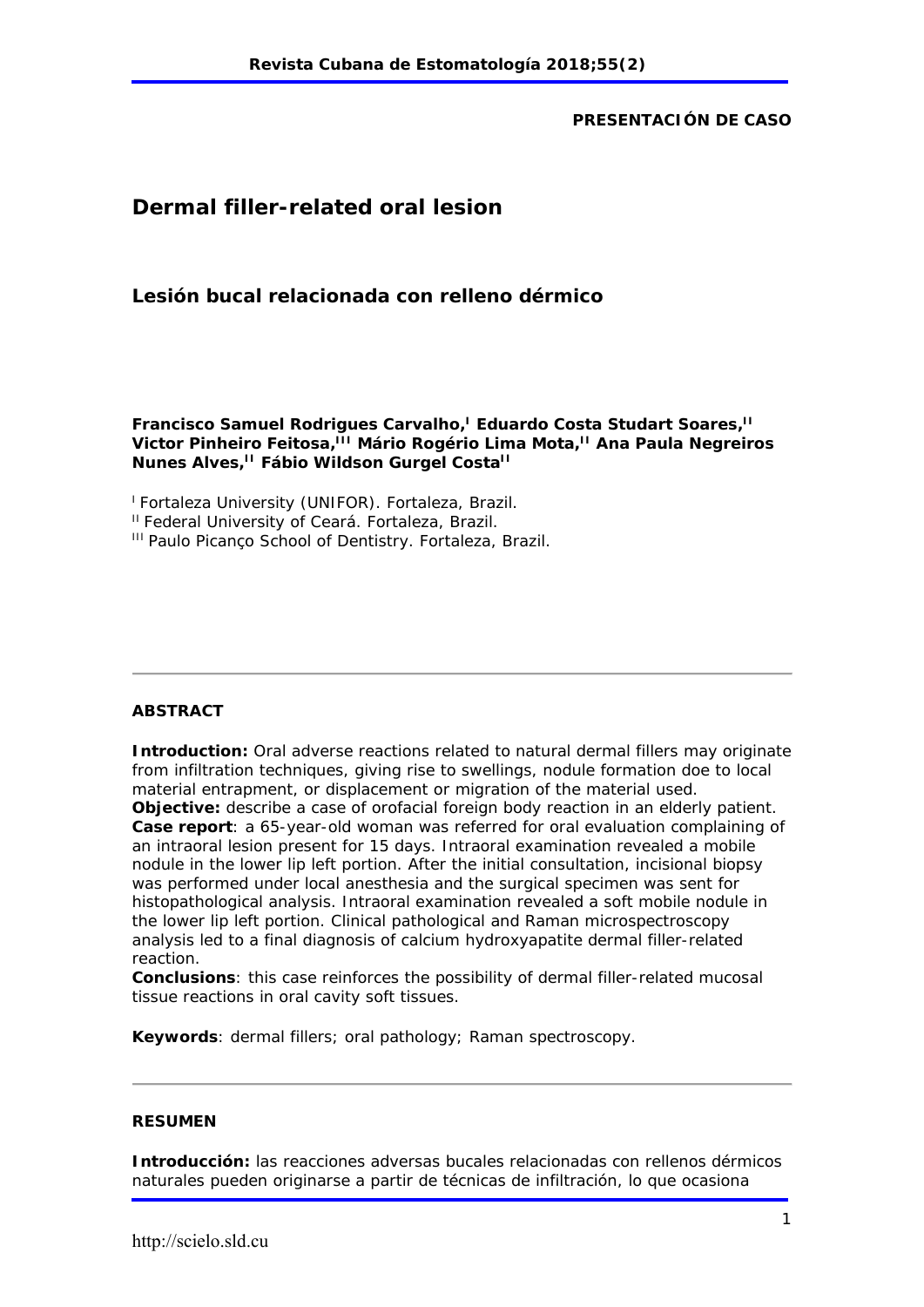PRESENTACIÓN DE CASO

# Dermal filler-related oral lesion

## Lesión bucal relacionada con relleno dérmico

**Francisco Samuel Rodrigues Carvalho,[I] Eduardo Costa Studart Soares,[II] Victor Pinheiro Feitosa,[III] Mário Rogério Lima Mota,[II] Ana Paula Negreiros Nunes Alves,[II] Fábio Wildson Gurgel Costa[II]**

[I] Fortaleza University (UNIFOR). Fortaleza, Brazil.
[II] Federal University of Ceará. Fortaleza, Brazil.
[III] Paulo Picanço School of Dentistry. Fortaleza, Brazil.

---

### ABSTRACT

**Introduction:** Oral adverse reactions related to natural dermal fillers may originate from infiltration techniques, giving rise to swellings, nodule formation doe to local material entrapment, or displacement or migration of the material used.
**Objective:** describe a case of orofacial foreign body reaction in an elderly patient.
**Case report**: a 65-year-old woman was referred for oral evaluation complaining of an intraoral lesion present for 15 days. Intraoral examination revealed a mobile nodule in the lower lip left portion. After the initial consultation, incisional biopsy was performed under local anesthesia and the surgical specimen was sent for histopathological analysis. Intraoral examination revealed a soft mobile nodule in the lower lip left portion. Clinical pathological and Raman microspectroscopy analysis led to a final diagnosis of calcium hydroxyapatite dermal filler-related reaction.
**Conclusions**: this case reinforces the possibility of dermal filler-related mucosal tissue reactions in oral cavity soft tissues.

**Keywords**: dermal fillers; oral pathology; Raman spectroscopy.

---

### RESUMEN

**Introducción:** las reacciones adversas bucales relacionadas con rellenos dérmicos naturales pueden originarse a partir de técnicas de infiltración, lo que ocasiona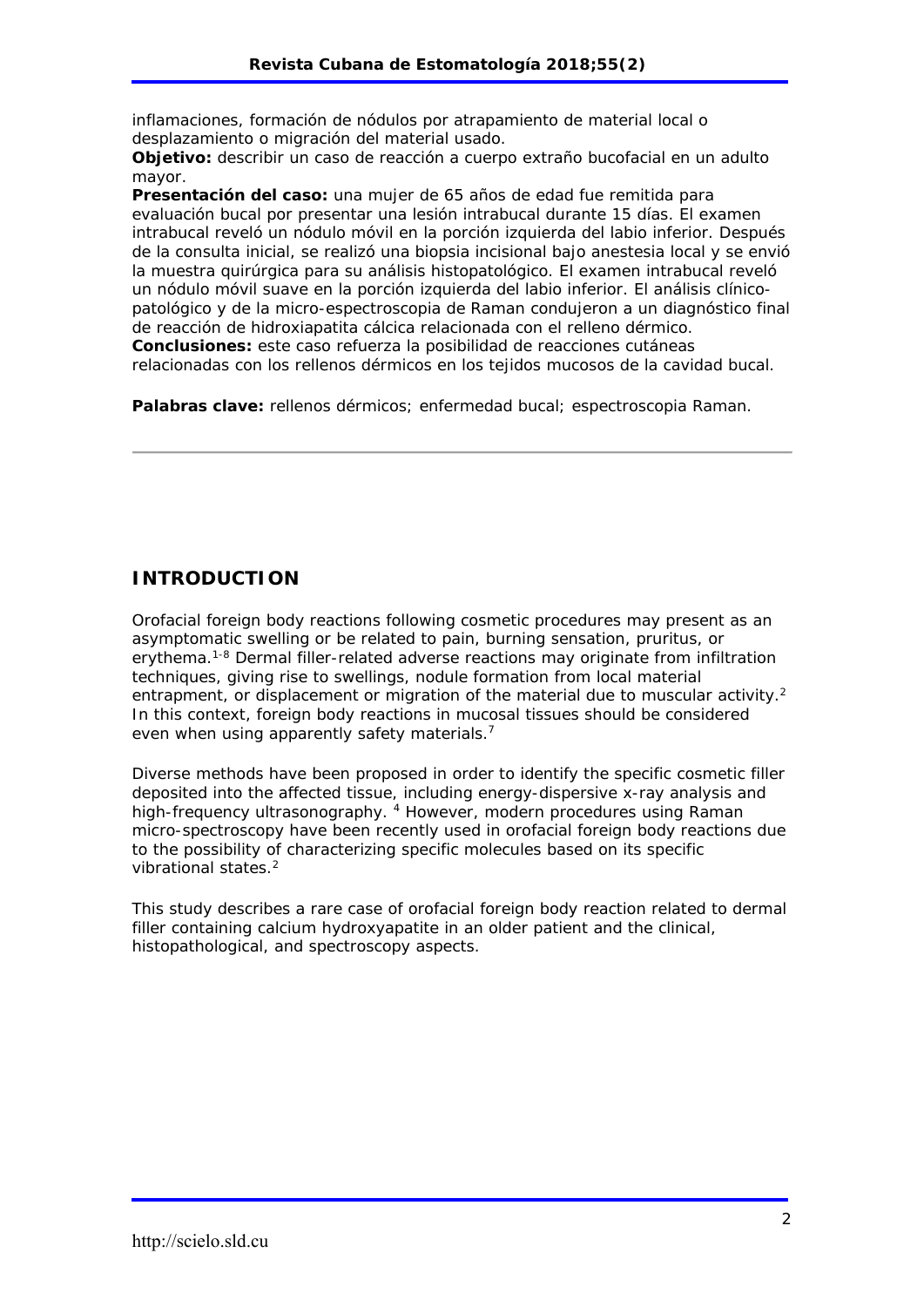inflamaciones, formación de nódulos por atrapamiento de material local o desplazamiento o migración del material usado.

**Objetivo:** describir un caso de reacción a cuerpo extraño bucofacial en un adulto mayor.

**Presentación del caso:** una mujer de 65 años de edad fue remitida para evaluación bucal por presentar una lesión intrabucal durante 15 días. El examen intrabucal reveló un nódulo móvil en la porción izquierda del labio inferior. Después de la consulta inicial, se realizó una biopsia incisional bajo anestesia local y se envió la muestra quirúrgica para su análisis histopatológico. El examen intrabucal reveló un nódulo móvil suave en la porción izquierda del labio inferior. El análisis clínico-patológico y de la micro-espectroscopia de Raman condujeron a un diagnóstico final de reacción de hidroxiapatita cálcica relacionada con el relleno dérmico.

**Conclusiones:** este caso refuerza la posibilidad de reacciones cutáneas relacionadas con los rellenos dérmicos en los tejidos mucosos de la cavidad bucal.

**Palabras clave:** rellenos dérmicos; enfermedad bucal; espectroscopia Raman.

---

## INTRODUCTION

Orofacial foreign body reactions following cosmetic procedures may present as an asymptomatic swelling or be related to pain, burning sensation, pruritus, or erythema.[1-8] Dermal filler-related adverse reactions may originate from infiltration techniques, giving rise to swellings, nodule formation from local material entrapment, or displacement or migration of the material due to muscular activity.[2] In this context, foreign body reactions in mucosal tissues should be considered even when using apparently safety materials.[7]

Diverse methods have been proposed in order to identify the specific cosmetic filler deposited into the affected tissue, including energy-dispersive x-ray analysis and high-frequency ultrasonography.[4] However, modern procedures using Raman micro-spectroscopy have been recently used in orofacial foreign body reactions due to the possibility of characterizing specific molecules based on its specific vibrational states.[2]

This study describes a rare case of orofacial foreign body reaction related to dermal filler containing calcium hydroxyapatite in an older patient and the clinical, histopathological, and spectroscopy aspects.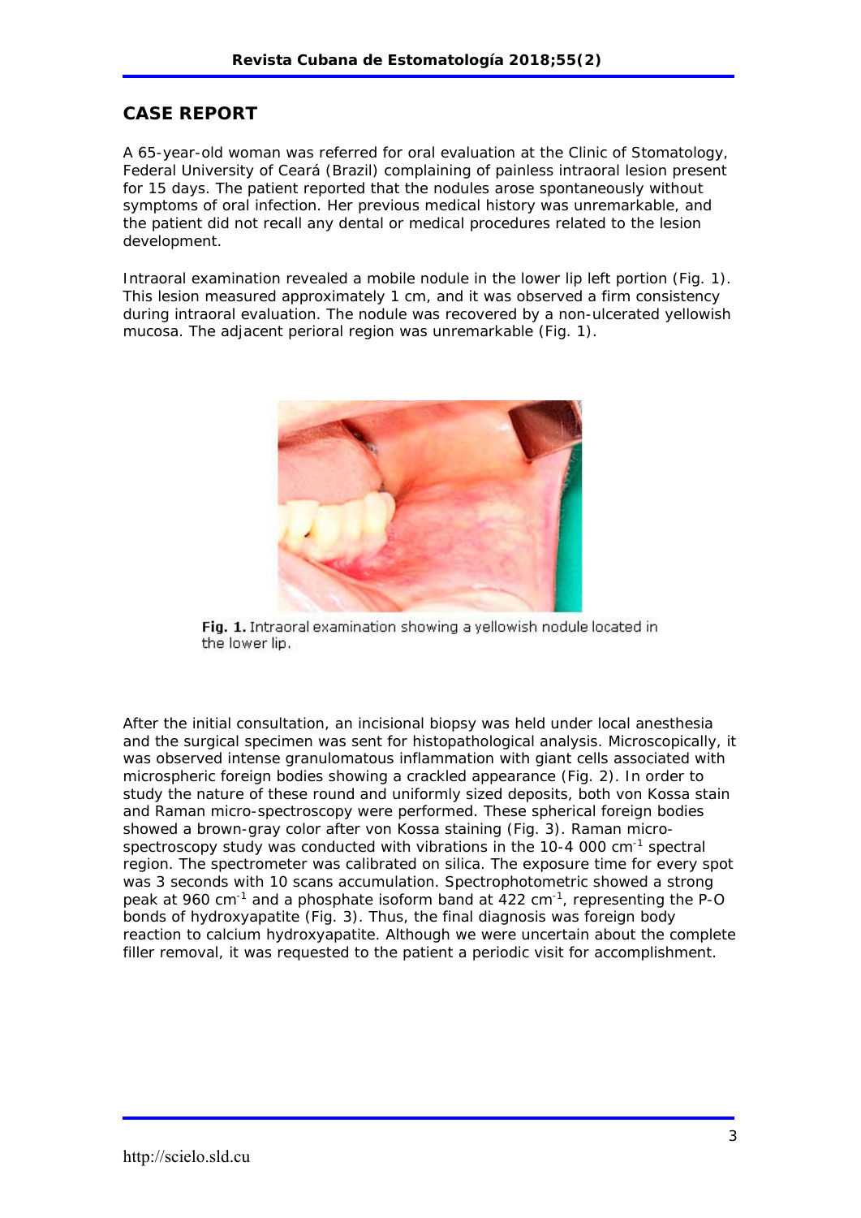## CASE REPORT

A 65-year-old woman was referred for oral evaluation at the Clinic of Stomatology, Federal University of Ceará (Brazil) complaining of painless intraoral lesion present for 15 days. The patient reported that the nodules arose spontaneously without symptoms of oral infection. Her previous medical history was unremarkable, and the patient did not recall any dental or medical procedures related to the lesion development.

Intraoral examination revealed a mobile nodule in the lower lip left portion (Fig. 1). This lesion measured approximately 1 cm, and it was observed a firm consistency during intraoral evaluation. The nodule was recovered by a non-ulcerated yellowish mucosa. The adjacent perioral region was unremarkable (Fig. 1).

**Fig. 1.** Intraoral examination showing a yellowish nodule located in the lower lip.

After the initial consultation, an incisional biopsy was held under local anesthesia and the surgical specimen was sent for histopathological analysis. Microscopically, it was observed intense granulomatous inflammation with giant cells associated with microspheric foreign bodies showing a crackled appearance (Fig. 2). In order to study the nature of these round and uniformly sized deposits, both von Kossa stain and Raman micro-spectroscopy were performed. These spherical foreign bodies showed a brown-gray color after von Kossa staining (Fig. 3). Raman micro-spectroscopy study was conducted with vibrations in the 10-4 000 $cm^{-1}$ spectral region. The spectrometer was calibrated on silica. The exposure time for every spot was 3 seconds with 10 scans accumulation. Spectrophotometric showed a strong peak at 960 $cm^{-1}$ and a phosphate isoform band at 422 $cm^{-1}$, representing the P-O bonds of hydroxyapatite (Fig. 3). Thus, the final diagnosis was foreign body reaction to calcium hydroxyapatite. Although we were uncertain about the complete filler removal, it was requested to the patient a periodic visit for accomplishment.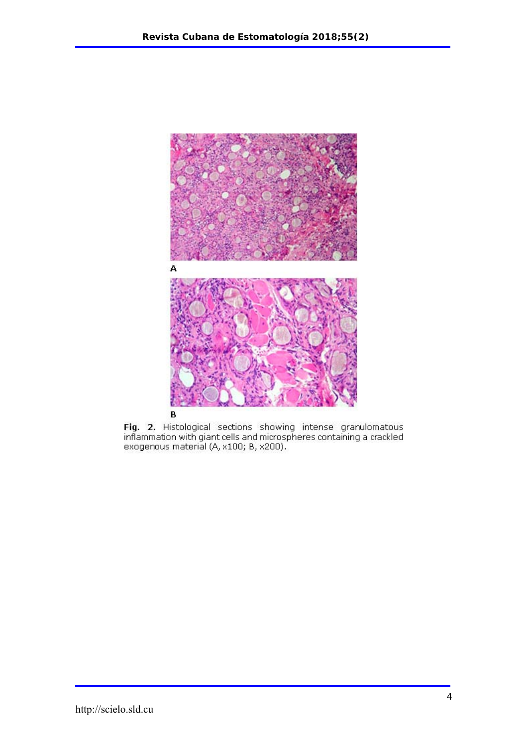A

B

**Fig. 2.** Histological sections showing intense granulomatous inflammation with giant cells and microspheres containing a crackled exogenous material (A, x100; B, x200).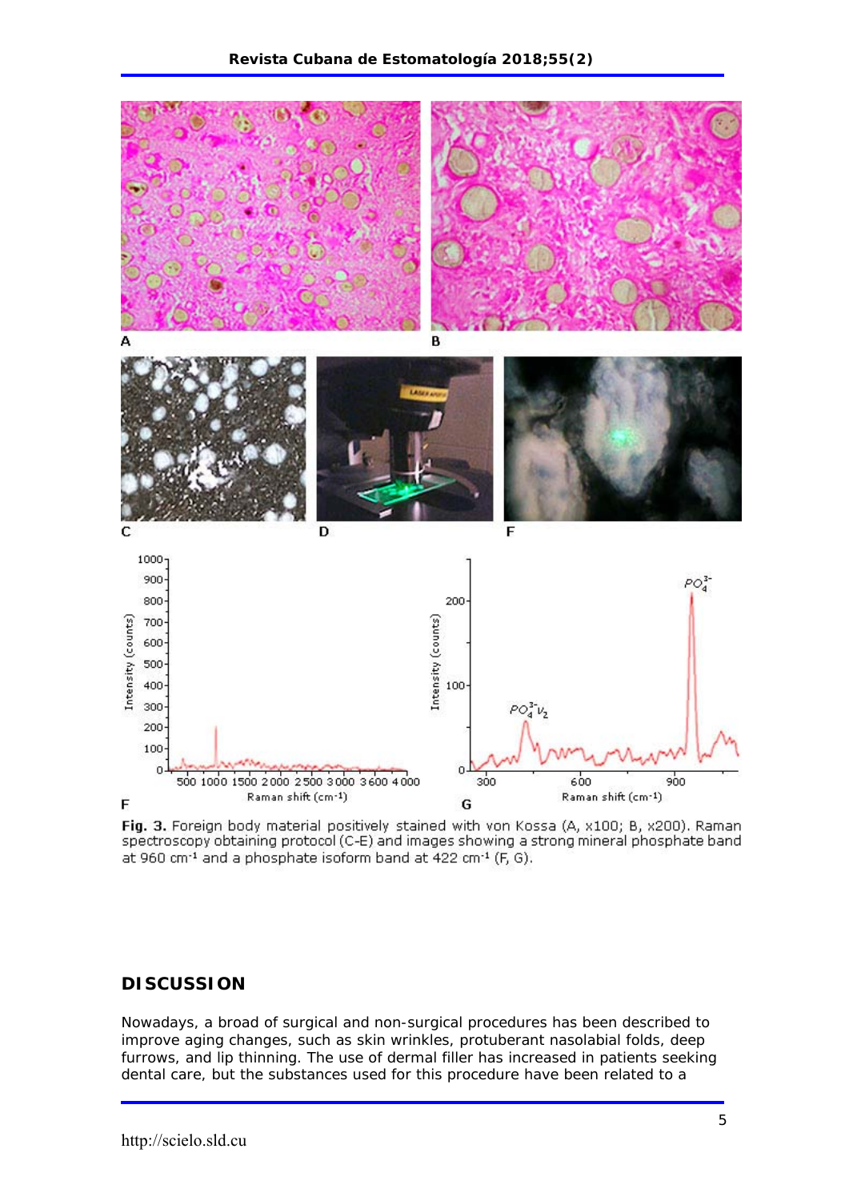**Fig. 3.** Foreign body material positively stained with von Kossa (A, x100; B, x200). Raman spectroscopy obtaining protocol (C-E) and images showing a strong mineral phosphate band at 960 cm$^{-1}$ and a phosphate isoform band at 422 cm$^{-1}$ (F, G).

## DISCUSSION

Nowadays, a broad of surgical and non-surgical procedures has been described to improve aging changes, such as skin wrinkles, protuberant nasolabial folds, deep furrows, and lip thinning. The use of dermal filler has increased in patients seeking dental care, but the substances used for this procedure have been related to a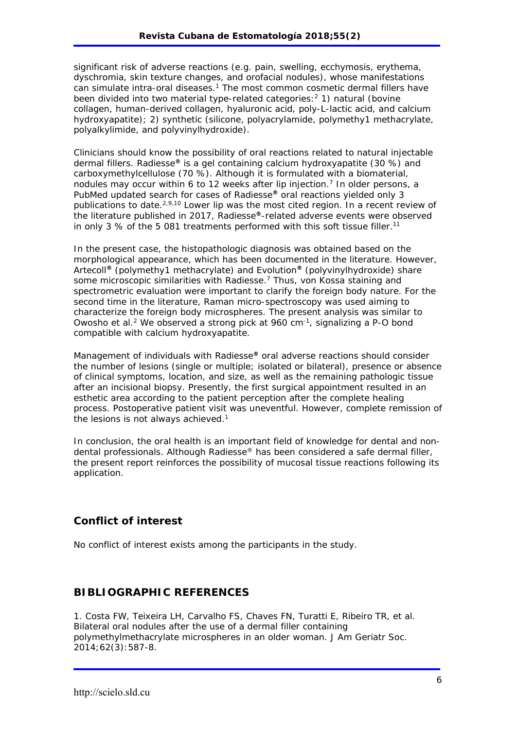significant risk of adverse reactions (e.g. pain, swelling, ecchymosis, erythema, dyschromia, skin texture changes, and orofacial nodules), whose manifestations can simulate intra-oral diseases.[1] The most common cosmetic dermal fillers have been divided into two material type-related categories:[2] 1) natural (bovine collagen, human-derived collagen, hyaluronic acid, poly-L-lactic acid, and calcium hydroxyapatite); 2) synthetic (silicone, polyacrylamide, polymethy1 methacrylate, polyalkylimide, and polyvinylhydroxide).

Clinicians should know the possibility of oral reactions related to natural injectable dermal fillers. Radiesse® is a gel containing calcium hydroxyapatite (30 %) and carboxymethylcellulose (70 %). Although it is formulated with a biomaterial, nodules may occur within 6 to 12 weeks after lip injection.[7] In older persons, a PubMed updated search for cases of Radiesse® oral reactions yielded only 3 publications to date.[2,9,10] Lower lip was the most cited region. In a recent review of the literature published in 2017, Radiesse®-related adverse events were observed in only 3 % of the 5 081 treatments performed with this soft tissue filler.[11]

In the present case, the histopathologic diagnosis was obtained based on the morphological appearance, which has been documented in the literature. However, Artecoll® (polymethy1 methacrylate) and Evolution® (polyvinylhydroxide) share some microscopic similarities with Radiesse.[7] Thus, von Kossa staining and spectrometric evaluation were important to clarify the foreign body nature. For the second time in the literature, Raman micro-spectroscopy was used aiming to characterize the foreign body microspheres. The present analysis was similar to Owosho et al.[2] We observed a strong pick at 960 $cm^{-1}$, signalizing a P-O bond compatible with calcium hydroxyapatite.

Management of individuals with Radiesse® oral adverse reactions should consider the number of lesions (single or multiple; isolated or bilateral), presence or absence of clinical symptoms, location, and size, as well as the remaining pathologic tissue after an incisional biopsy. Presently, the first surgical appointment resulted in an esthetic area according to the patient perception after the complete healing process. Postoperative patient visit was uneventful. However, complete remission of the lesions is not always achieved.[1]

In conclusion, the oral health is an important field of knowledge for dental and non-dental professionals. Although Radiesse® has been considered a safe dermal filler, the present report reinforces the possibility of mucosal tissue reactions following its application.

## Conflict of interest

No conflict of interest exists among the participants in the study.

## BIBLIOGRAPHIC REFERENCES

1. Costa FW, Teixeira LH, Carvalho FS, Chaves FN, Turatti E, Ribeiro TR, et al. Bilateral oral nodules after the use of a dermal filler containing polymethylmethacrylate microspheres in an older woman. J Am Geriatr Soc. 2014;62(3):587-8.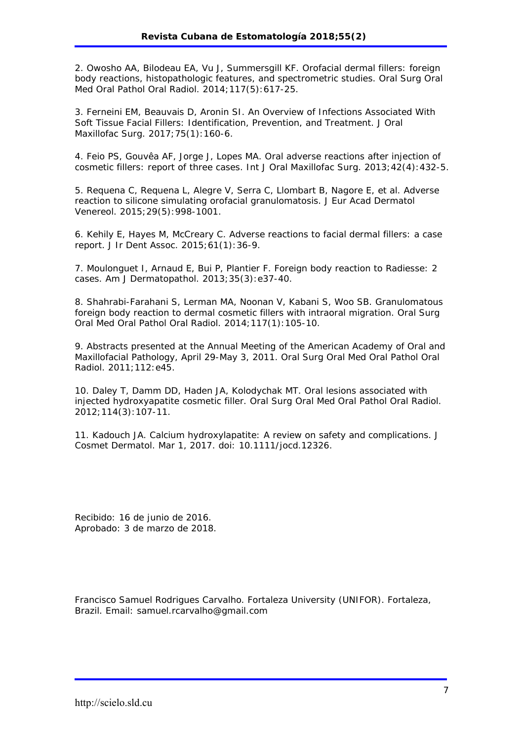2. Owosho AA, Bilodeau EA, Vu J, Summersgill KF. Orofacial dermal fillers: foreign body reactions, histopathologic features, and spectrometric studies. Oral Surg Oral Med Oral Pathol Oral Radiol. 2014;117(5):617-25.

3. Ferneini EM, Beauvais D, Aronin SI. An Overview of Infections Associated With Soft Tissue Facial Fillers: Identification, Prevention, and Treatment. J Oral Maxillofac Surg. 2017;75(1):160-6.

4. Feio PS, Gouvêa AF, Jorge J, Lopes MA. Oral adverse reactions after injection of cosmetic fillers: report of three cases. Int J Oral Maxillofac Surg. 2013;42(4):432-5.

5. Requena C, Requena L, Alegre V, Serra C, Llombart B, Nagore E, et al. Adverse reaction to silicone simulating orofacial granulomatosis. J Eur Acad Dermatol Venereol. 2015;29(5):998-1001.

6. Kehily E, Hayes M, McCreary C. Adverse reactions to facial dermal fillers: a case report. J Ir Dent Assoc. 2015;61(1):36-9.

7. Moulonguet I, Arnaud E, Bui P, Plantier F. Foreign body reaction to Radiesse: 2 cases. Am J Dermatopathol. 2013;35(3):e37-40.

8. Shahrabi-Farahani S, Lerman MA, Noonan V, Kabani S, Woo SB. Granulomatous foreign body reaction to dermal cosmetic fillers with intraoral migration. Oral Surg Oral Med Oral Pathol Oral Radiol. 2014;117(1):105-10.

9. Abstracts presented at the Annual Meeting of the American Academy of Oral and Maxillofacial Pathology, April 29-May 3, 2011. Oral Surg Oral Med Oral Pathol Oral Radiol. 2011;112:e45.

10. Daley T, Damm DD, Haden JA, Kolodychak MT. Oral lesions associated with injected hydroxyapatite cosmetic filler. Oral Surg Oral Med Oral Pathol Oral Radiol. 2012;114(3):107-11.

11. Kadouch JA. Calcium hydroxylapatite: A review on safety and complications. J Cosmet Dermatol. Mar 1, 2017. doi: 10.1111/jocd.12326.

Recibido: 16 de junio de 2016.
Aprobado: 3 de marzo de 2018.

Francisco Samuel Rodrigues Carvalho. Fortaleza University (UNIFOR). Fortaleza, Brazil. Email: samuel.rcarvalho@gmail.com